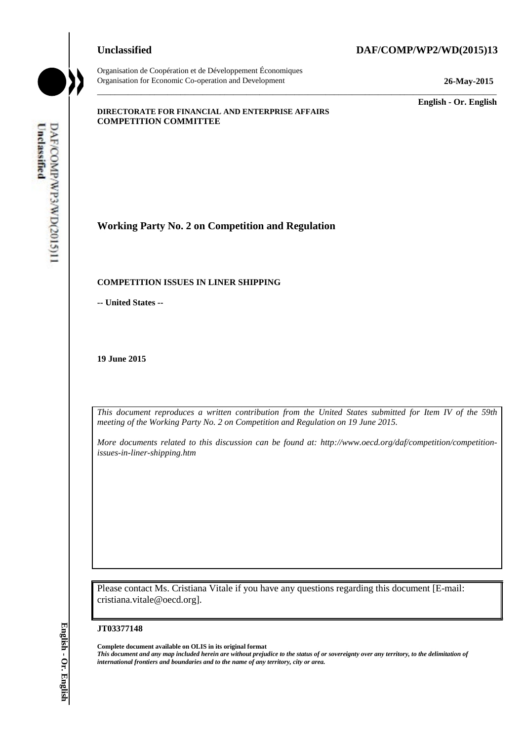**Unclassified** **DAF/COMP/WP2/WD(2015)13**

Organisation de Coopération et de Développement Économiques
Organisation for Economic Co-operation and Development **26-May-2015**

**English - Or. English**

**DIRECTORATE FOR FINANCIAL AND ENTERPRISE AFFAIRS**
**COMPETITION COMMITTEE**

## Working Party No. 2 on Competition and Regulation

**COMPETITION ISSUES IN LINER SHIPPING**

**-- United States --**

**19 June 2015**

*This document reproduces a written contribution from the United States submitted for Item IV of the 59th meeting of the Working Party No. 2 on Competition and Regulation on 19 June 2015.*

*More documents related to this discussion can be found at: http://www.oecd.org/daf/competition/competition-issues-in-liner-shipping.htm*

Please contact Ms. Cristiana Vitale if you have any questions regarding this document [E-mail: cristiana.vitale@oecd.org].

**JT03377148**

**Complete document available on OLIS in its original format**
***This document and any map included herein are without prejudice to the status of or sovereignty over any territory, to the delimitation of international frontiers and boundaries and to the name of any territory, city or area.***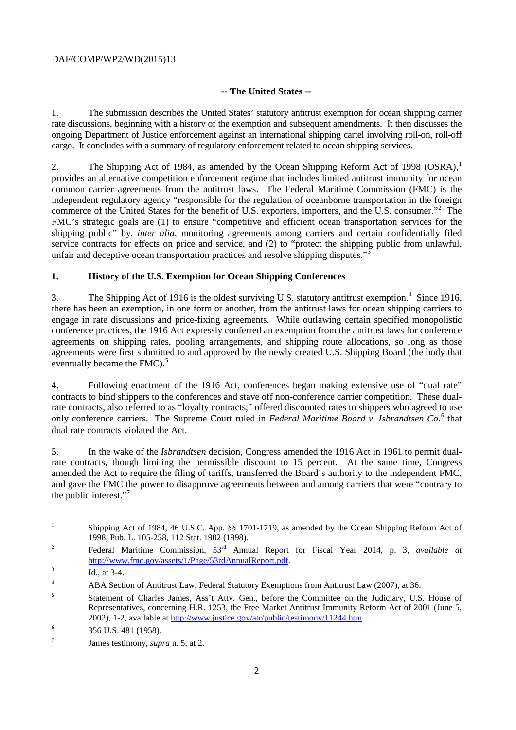## -- The United States --

1. The submission describes the United States' statutory antitrust exemption for ocean shipping carrier rate discussions, beginning with a history of the exemption and subsequent amendments. It then discusses the ongoing Department of Justice enforcement against an international shipping cartel involving roll-on, roll-off cargo. It concludes with a summary of regulatory enforcement related to ocean shipping services.

2. The Shipping Act of 1984, as amended by the Ocean Shipping Reform Act of 1998 (OSRA),[1] provides an alternative competition enforcement regime that includes limited antitrust immunity for ocean common carrier agreements from the antitrust laws. The Federal Maritime Commission (FMC) is the independent regulatory agency "responsible for the regulation of oceanborne transportation in the foreign commerce of the United States for the benefit of U.S. exporters, importers, and the U.S. consumer."[2] The FMC's strategic goals are (1) to ensure "competitive and efficient ocean transportation services for the shipping public" by, *inter alia*, monitoring agreements among carriers and certain confidentially filed service contracts for effects on price and service, and (2) to "protect the shipping public from unlawful, unfair and deceptive ocean transportation practices and resolve shipping disputes."[3]

### 1. History of the U.S. Exemption for Ocean Shipping Conferences

3. The Shipping Act of 1916 is the oldest surviving U.S. statutory antitrust exemption.[4] Since 1916, there has been an exemption, in one form or another, from the antitrust laws for ocean shipping carriers to engage in rate discussions and price-fixing agreements. While outlawing certain specified monopolistic conference practices, the 1916 Act expressly conferred an exemption from the antitrust laws for conference agreements on shipping rates, pooling arrangements, and shipping route allocations, so long as those agreements were first submitted to and approved by the newly created U.S. Shipping Board (the body that eventually became the FMC).[5]

4. Following enactment of the 1916 Act, conferences began making extensive use of "dual rate" contracts to bind shippers to the conferences and stave off non-conference carrier competition. These dual-rate contracts, also referred to as "loyalty contracts," offered discounted rates to shippers who agreed to use only conference carriers. The Supreme Court ruled in *Federal Maritime Board v. Isbrandtsen Co.*[6] that dual rate contracts violated the Act.

5. In the wake of the *Isbrandtsen* decision, Congress amended the 1916 Act in 1961 to permit dual-rate contracts, though limiting the permissible discount to 15 percent. At the same time, Congress amended the Act to require the filing of tariffs, transferred the Board's authority to the independent FMC, and gave the FMC the power to disapprove agreements between and among carriers that were "contrary to the public interest."[7]

---

[1] Shipping Act of 1984, 46 U.S.C. App. §§ 1701-1719, as amended by the Ocean Shipping Reform Act of 1998, Pub. L. 105-258, 112 Stat. 1902 (1998).

[2] Federal Maritime Commission, 53rd Annual Report for Fiscal Year 2014, p. 3, *available at* http://www.fmc.gov/assets/1/Page/53rdAnnualReport.pdf.

[3] Id., at 3-4.

[4] ABA Section of Antitrust Law, Federal Statutory Exemptions from Antitrust Law (2007), at 36.

[5] Statement of Charles James, Ass't Atty. Gen., before the Committee on the Judiciary, U.S. House of Representatives, concerning H.R. 1253, the Free Market Antitrust Immunity Reform Act of 2001 (June 5, 2002), 1-2, available at http://www.justice.gov/atr/public/testimony/11244.htm.

[6] 356 U.S. 481 (1958).

[7] James testimony, *supra* n. 5, at 2.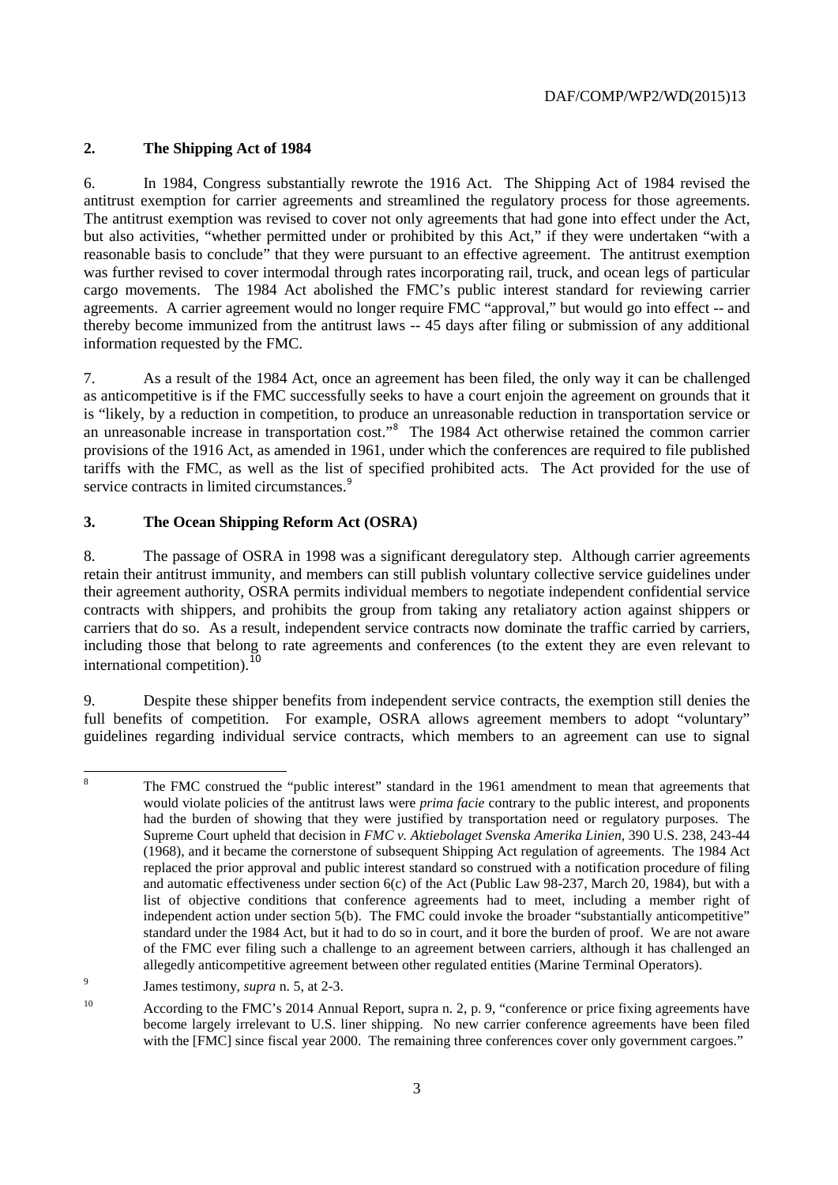## 2. The Shipping Act of 1984

6. In 1984, Congress substantially rewrote the 1916 Act. The Shipping Act of 1984 revised the antitrust exemption for carrier agreements and streamlined the regulatory process for those agreements. The antitrust exemption was revised to cover not only agreements that had gone into effect under the Act, but also activities, "whether permitted under or prohibited by this Act," if they were undertaken "with a reasonable basis to conclude" that they were pursuant to an effective agreement. The antitrust exemption was further revised to cover intermodal through rates incorporating rail, truck, and ocean legs of particular cargo movements. The 1984 Act abolished the FMC's public interest standard for reviewing carrier agreements. A carrier agreement would no longer require FMC "approval," but would go into effect -- and thereby become immunized from the antitrust laws -- 45 days after filing or submission of any additional information requested by the FMC.

7. As a result of the 1984 Act, once an agreement has been filed, the only way it can be challenged as anticompetitive is if the FMC successfully seeks to have a court enjoin the agreement on grounds that it is "likely, by a reduction in competition, to produce an unreasonable reduction in transportation service or an unreasonable increase in transportation cost."[8] The 1984 Act otherwise retained the common carrier provisions of the 1916 Act, as amended in 1961, under which the conferences are required to file published tariffs with the FMC, as well as the list of specified prohibited acts. The Act provided for the use of service contracts in limited circumstances.[9]

## 3. The Ocean Shipping Reform Act (OSRA)

8. The passage of OSRA in 1998 was a significant deregulatory step. Although carrier agreements retain their antitrust immunity, and members can still publish voluntary collective service guidelines under their agreement authority, OSRA permits individual members to negotiate independent confidential service contracts with shippers, and prohibits the group from taking any retaliatory action against shippers or carriers that do so. As a result, independent service contracts now dominate the traffic carried by carriers, including those that belong to rate agreements and conferences (to the extent they are even relevant to international competition).[10]

9. Despite these shipper benefits from independent service contracts, the exemption still denies the full benefits of competition. For example, OSRA allows agreement members to adopt "voluntary" guidelines regarding individual service contracts, which members to an agreement can use to signal

---

[8] The FMC construed the "public interest" standard in the 1961 amendment to mean that agreements that would violate policies of the antitrust laws were *prima facie* contrary to the public interest, and proponents had the burden of showing that they were justified by transportation need or regulatory purposes. The Supreme Court upheld that decision in *FMC v. Aktiebolaget Svenska Amerika Linien*, 390 U.S. 238, 243-44 (1968), and it became the cornerstone of subsequent Shipping Act regulation of agreements. The 1984 Act replaced the prior approval and public interest standard so construed with a notification procedure of filing and automatic effectiveness under section 6(c) of the Act (Public Law 98-237, March 20, 1984), but with a list of objective conditions that conference agreements had to meet, including a member right of independent action under section 5(b). The FMC could invoke the broader "substantially anticompetitive" standard under the 1984 Act, but it had to do so in court, and it bore the burden of proof. We are not aware of the FMC ever filing such a challenge to an agreement between carriers, although it has challenged an allegedly anticompetitive agreement between other regulated entities (Marine Terminal Operators).

[9] James testimony, *supra* n. 5, at 2-3.

[10] According to the FMC's 2014 Annual Report, supra n. 2, p. 9, "conference or price fixing agreements have become largely irrelevant to U.S. liner shipping. No new carrier conference agreements have been filed with the [FMC] since fiscal year 2000. The remaining three conferences cover only government cargoes."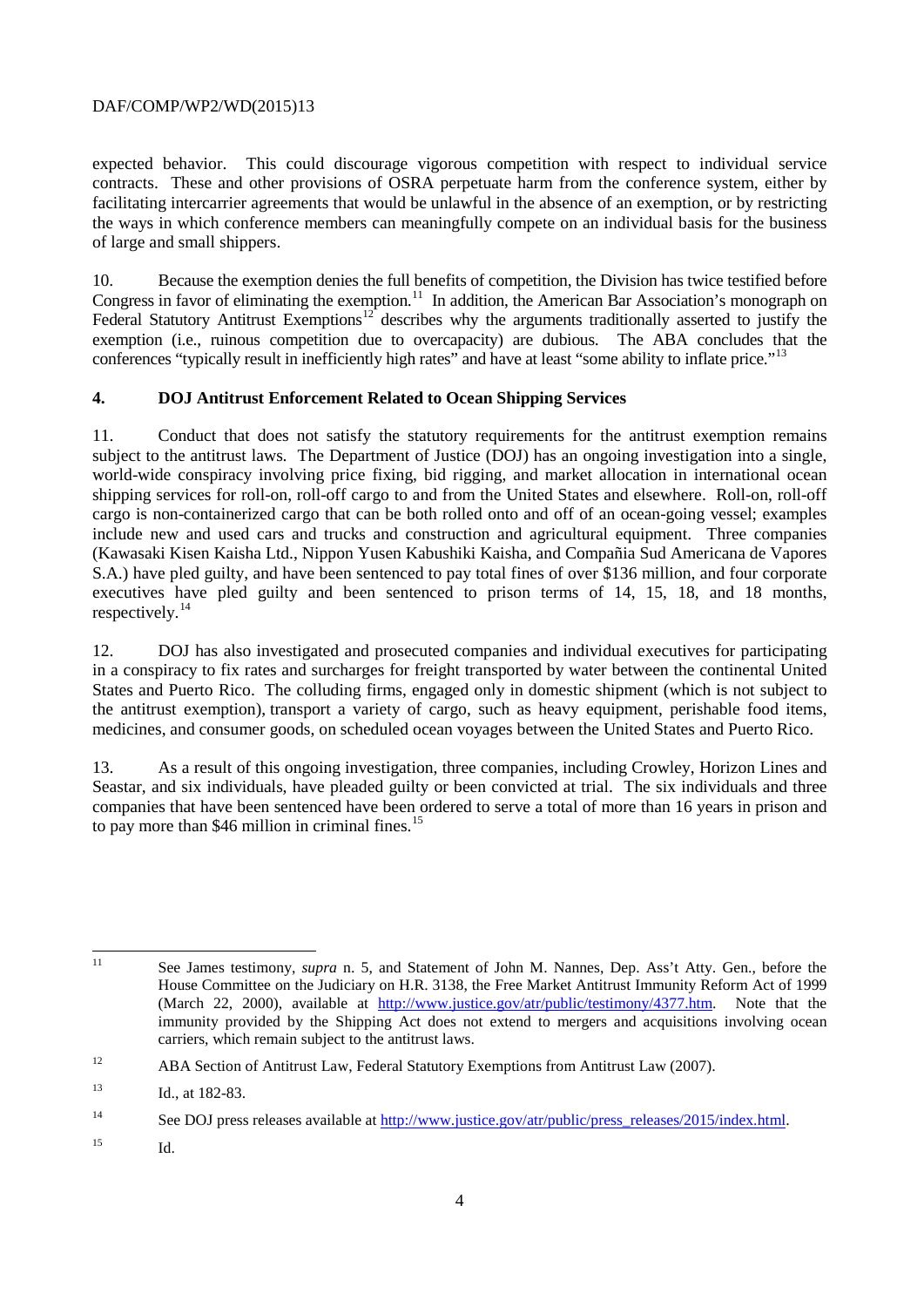expected behavior. This could discourage vigorous competition with respect to individual service contracts. These and other provisions of OSRA perpetuate harm from the conference system, either by facilitating intercarrier agreements that would be unlawful in the absence of an exemption, or by restricting the ways in which conference members can meaningfully compete on an individual basis for the business of large and small shippers.

10. Because the exemption denies the full benefits of competition, the Division has twice testified before Congress in favor of eliminating the exemption.[11] In addition, the American Bar Association's monograph on Federal Statutory Antitrust Exemptions[12] describes why the arguments traditionally asserted to justify the exemption (i.e., ruinous competition due to overcapacity) are dubious. The ABA concludes that the conferences "typically result in inefficiently high rates" and have at least "some ability to inflate price."[13]

## 4. DOJ Antitrust Enforcement Related to Ocean Shipping Services

11. Conduct that does not satisfy the statutory requirements for the antitrust exemption remains subject to the antitrust laws. The Department of Justice (DOJ) has an ongoing investigation into a single, world-wide conspiracy involving price fixing, bid rigging, and market allocation in international ocean shipping services for roll-on, roll-off cargo to and from the United States and elsewhere. Roll-on, roll-off cargo is non-containerized cargo that can be both rolled onto and off of an ocean-going vessel; examples include new and used cars and trucks and construction and agricultural equipment. Three companies (Kawasaki Kisen Kaisha Ltd., Nippon Yusen Kabushiki Kaisha, and Compañia Sud Americana de Vapores S.A.) have pled guilty, and have been sentenced to pay total fines of over $136 million, and four corporate executives have pled guilty and been sentenced to prison terms of 14, 15, 18, and 18 months, respectively.[14]

12. DOJ has also investigated and prosecuted companies and individual executives for participating in a conspiracy to fix rates and surcharges for freight transported by water between the continental United States and Puerto Rico. The colluding firms, engaged only in domestic shipment (which is not subject to the antitrust exemption), transport a variety of cargo, such as heavy equipment, perishable food items, medicines, and consumer goods, on scheduled ocean voyages between the United States and Puerto Rico.

13. As a result of this ongoing investigation, three companies, including Crowley, Horizon Lines and Seastar, and six individuals, have pleaded guilty or been convicted at trial. The six individuals and three companies that have been sentenced have been ordered to serve a total of more than 16 years in prison and to pay more than $46 million in criminal fines.[15]

---

[11] See James testimony, *supra* n. 5, and Statement of John M. Nannes, Dep. Ass't Atty. Gen., before the House Committee on the Judiciary on H.R. 3138, the Free Market Antitrust Immunity Reform Act of 1999 (March 22, 2000), available at http://www.justice.gov/atr/public/testimony/4377.htm. Note that the immunity provided by the Shipping Act does not extend to mergers and acquisitions involving ocean carriers, which remain subject to the antitrust laws.

[12] ABA Section of Antitrust Law, Federal Statutory Exemptions from Antitrust Law (2007).

[13] Id., at 182-83.

[14] See DOJ press releases available at http://www.justice.gov/atr/public/press_releases/2015/index.html.

[15] Id.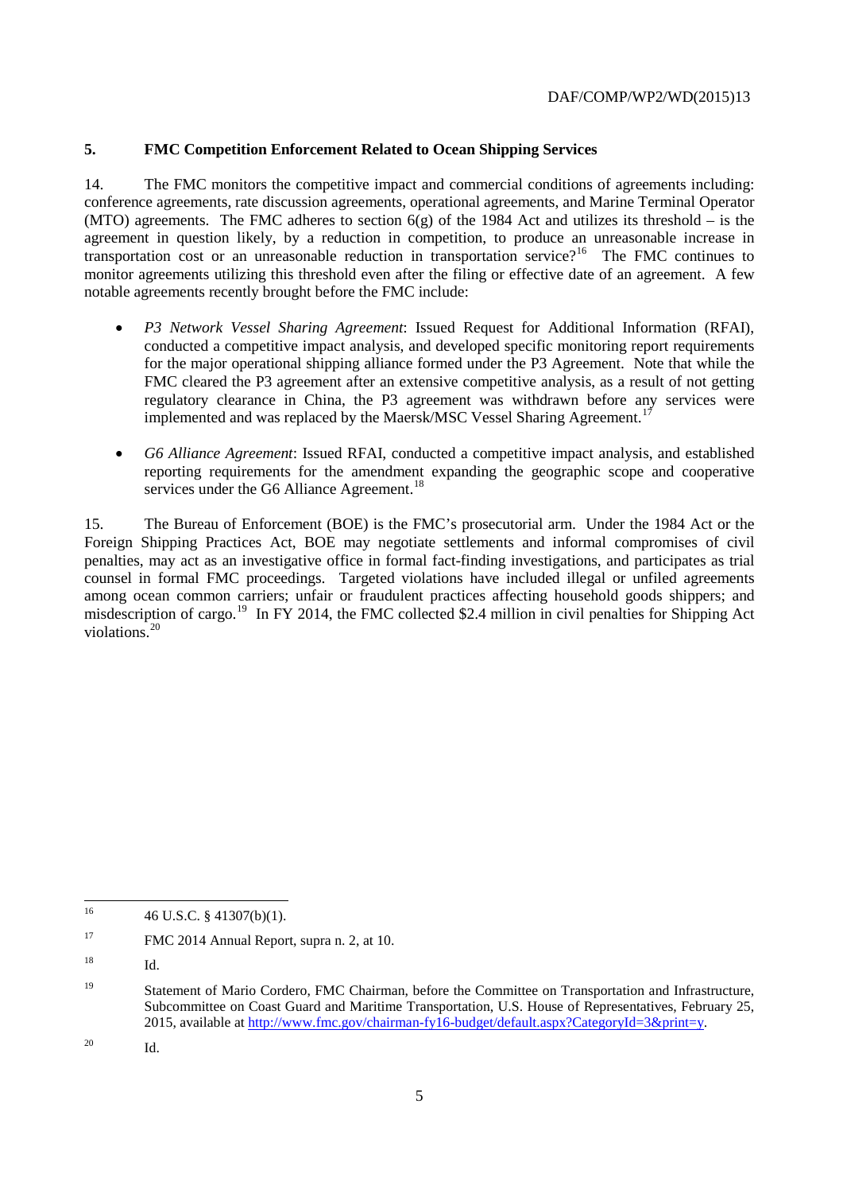## 5. FMC Competition Enforcement Related to Ocean Shipping Services

14. The FMC monitors the competitive impact and commercial conditions of agreements including: conference agreements, rate discussion agreements, operational agreements, and Marine Terminal Operator (MTO) agreements. The FMC adheres to section 6(g) of the 1984 Act and utilizes its threshold – is the agreement in question likely, by a reduction in competition, to produce an unreasonable increase in transportation cost or an unreasonable reduction in transportation service?[16] The FMC continues to monitor agreements utilizing this threshold even after the filing or effective date of an agreement. A few notable agreements recently brought before the FMC include:

- *P3 Network Vessel Sharing Agreement*: Issued Request for Additional Information (RFAI), conducted a competitive impact analysis, and developed specific monitoring report requirements for the major operational shipping alliance formed under the P3 Agreement. Note that while the FMC cleared the P3 agreement after an extensive competitive analysis, as a result of not getting regulatory clearance in China, the P3 agreement was withdrawn before any services were implemented and was replaced by the Maersk/MSC Vessel Sharing Agreement.[17]

- *G6 Alliance Agreement*: Issued RFAI, conducted a competitive impact analysis, and established reporting requirements for the amendment expanding the geographic scope and cooperative services under the G6 Alliance Agreement.[18]

15. The Bureau of Enforcement (BOE) is the FMC's prosecutorial arm. Under the 1984 Act or the Foreign Shipping Practices Act, BOE may negotiate settlements and informal compromises of civil penalties, may act as an investigative office in formal fact-finding investigations, and participates as trial counsel in formal FMC proceedings. Targeted violations have included illegal or unfiled agreements among ocean common carriers; unfair or fraudulent practices affecting household goods shippers; and misdescription of cargo.[19] In FY 2014, the FMC collected $2.4 million in civil penalties for Shipping Act violations.[20]

---

[16] 46 U.S.C. § 41307(b)(1).

[17] FMC 2014 Annual Report, supra n. 2, at 10.

[18] Id.

[19] Statement of Mario Cordero, FMC Chairman, before the Committee on Transportation and Infrastructure, Subcommittee on Coast Guard and Maritime Transportation, U.S. House of Representatives, February 25, 2015, available at http://www.fmc.gov/chairman-fy16-budget/default.aspx?CategoryId=3&print=y.

[20] Id.